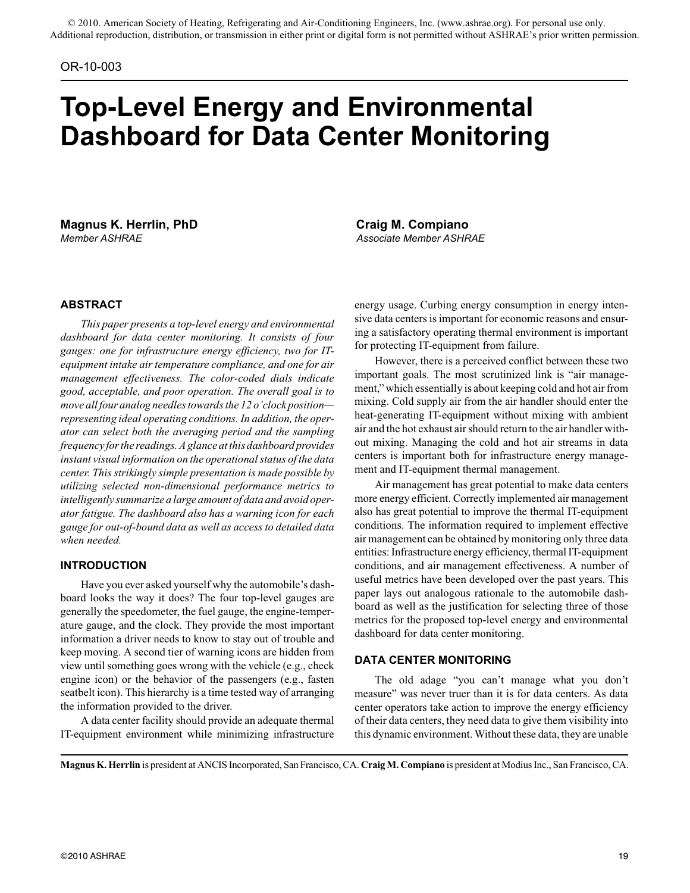© 2010. American Society of Heating, Refrigerating and Air-Conditioning Engineers, Inc. (www.ashrae.org). For personal use only. Additional reproduction, distribution, or transmission in either print or digital form is not permitted without ASHRAE's prior written permission.

OR-10-003

# Top-Level Energy and Environmental Dashboard for Data Center Monitoring

**Magnus K. Herrlin, PhD**
*Member ASHRAE*

**Craig M. Compiano**
*Associate Member ASHRAE*

## ABSTRACT

*This paper presents a top-level energy and environmental dashboard for data center monitoring. It consists of four gauges: one for infrastructure energy efficiency, two for IT-equipment intake air temperature compliance, and one for air management effectiveness. The color-coded dials indicate good, acceptable, and poor operation. The overall goal is to move all four analog needles towards the 12 o'clock position—representing ideal operating conditions. In addition, the operator can select both the averaging period and the sampling frequency for the readings. A glance at this dashboard provides instant visual information on the operational status of the data center. This strikingly simple presentation is made possible by utilizing selected non-dimensional performance metrics to intelligently summarize a large amount of data and avoid operator fatigue. The dashboard also has a warning icon for each gauge for out-of-bound data as well as access to detailed data when needed.*

## INTRODUCTION

Have you ever asked yourself why the automobile's dashboard looks the way it does? The four top-level gauges are generally the speedometer, the fuel gauge, the engine-temperature gauge, and the clock. They provide the most important information a driver needs to know to stay out of trouble and keep moving. A second tier of warning icons are hidden from view until something goes wrong with the vehicle (e.g., check engine icon) or the behavior of the passengers (e.g., fasten seatbelt icon). This hierarchy is a time tested way of arranging the information provided to the driver.

A data center facility should provide an adequate thermal IT-equipment environment while minimizing infrastructure energy usage. Curbing energy consumption in energy intensive data centers is important for economic reasons and ensuring a satisfactory operating thermal environment is important for protecting IT-equipment from failure.

However, there is a perceived conflict between these two important goals. The most scrutinized link is "air management," which essentially is about keeping cold and hot air from mixing. Cold supply air from the air handler should enter the heat-generating IT-equipment without mixing with ambient air and the hot exhaust air should return to the air handler without mixing. Managing the cold and hot air streams in data centers is important both for infrastructure energy management and IT-equipment thermal management.

Air management has great potential to make data centers more energy efficient. Correctly implemented air management also has great potential to improve the thermal IT-equipment conditions. The information required to implement effective air management can be obtained by monitoring only three data entities: Infrastructure energy efficiency, thermal IT-equipment conditions, and air management effectiveness. A number of useful metrics have been developed over the past years. This paper lays out analogous rationale to the automobile dashboard as well as the justification for selecting three of those metrics for the proposed top-level energy and environmental dashboard for data center monitoring.

## DATA CENTER MONITORING

The old adage "you can't manage what you don't measure" was never truer than it is for data centers. As data center operators take action to improve the energy efficiency of their data centers, they need data to give them visibility into this dynamic environment. Without these data, they are unable

**Magnus K. Herrlin** is president at ANCIS Incorporated, San Francisco, CA. **Craig M. Compiano** is president at Modius Inc., San Francisco, CA.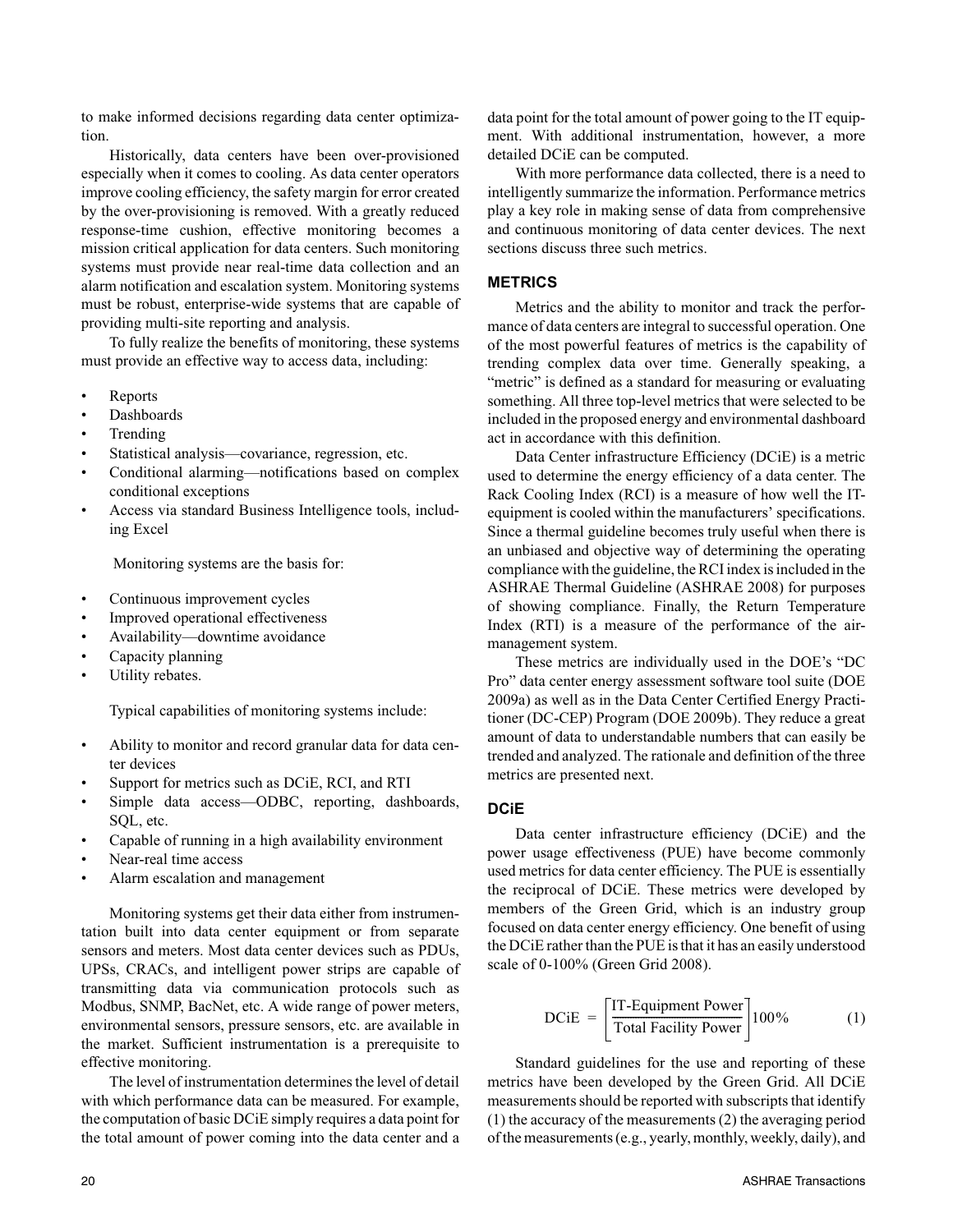to make informed decisions regarding data center optimization.

Historically, data centers have been over-provisioned especially when it comes to cooling. As data center operators improve cooling efficiency, the safety margin for error created by the over-provisioning is removed. With a greatly reduced response-time cushion, effective monitoring becomes a mission critical application for data centers. Such monitoring systems must provide near real-time data collection and an alarm notification and escalation system. Monitoring systems must be robust, enterprise-wide systems that are capable of providing multi-site reporting and analysis.

To fully realize the benefits of monitoring, these systems must provide an effective way to access data, including:

- Reports
- Dashboards
- Trending
- Statistical analysis—covariance, regression, etc.
- Conditional alarming—notifications based on complex conditional exceptions
- Access via standard Business Intelligence tools, including Excel

Monitoring systems are the basis for:

- Continuous improvement cycles
- Improved operational effectiveness
- Availability—downtime avoidance
- Capacity planning
- Utility rebates.

Typical capabilities of monitoring systems include:

- Ability to monitor and record granular data for data center devices
- Support for metrics such as DCiE, RCI, and RTI
- Simple data access—ODBC, reporting, dashboards, SQL, etc.
- Capable of running in a high availability environment
- Near-real time access
- Alarm escalation and management

Monitoring systems get their data either from instrumentation built into data center equipment or from separate sensors and meters. Most data center devices such as PDUs, UPSs, CRACs, and intelligent power strips are capable of transmitting data via communication protocols such as Modbus, SNMP, BacNet, etc. A wide range of power meters, environmental sensors, pressure sensors, etc. are available in the market. Sufficient instrumentation is a prerequisite to effective monitoring.

The level of instrumentation determines the level of detail with which performance data can be measured. For example, the computation of basic DCiE simply requires a data point for the total amount of power coming into the data center and a data point for the total amount of power going to the IT equipment. With additional instrumentation, however, a more detailed DCiE can be computed.

With more performance data collected, there is a need to intelligently summarize the information. Performance metrics play a key role in making sense of data from comprehensive and continuous monitoring of data center devices. The next sections discuss three such metrics.

## METRICS

Metrics and the ability to monitor and track the performance of data centers are integral to successful operation. One of the most powerful features of metrics is the capability of trending complex data over time. Generally speaking, a "metric" is defined as a standard for measuring or evaluating something. All three top-level metrics that were selected to be included in the proposed energy and environmental dashboard act in accordance with this definition.

Data Center infrastructure Efficiency (DCiE) is a metric used to determine the energy efficiency of a data center. The Rack Cooling Index (RCI) is a measure of how well the IT-equipment is cooled within the manufacturers' specifications. Since a thermal guideline becomes truly useful when there is an unbiased and objective way of determining the operating compliance with the guideline, the RCI index is included in the ASHRAE Thermal Guideline (ASHRAE 2008) for purposes of showing compliance. Finally, the Return Temperature Index (RTI) is a measure of the performance of the air-management system.

These metrics are individually used in the DOE's "DC Pro" data center energy assessment software tool suite (DOE 2009a) as well as in the Data Center Certified Energy Practitioner (DC-CEP) Program (DOE 2009b). They reduce a great amount of data to understandable numbers that can easily be trended and analyzed. The rationale and definition of the three metrics are presented next.

## DCiE

Data center infrastructure efficiency (DCiE) and the power usage effectiveness (PUE) have become commonly used metrics for data center efficiency. The PUE is essentially the reciprocal of DCiE. These metrics were developed by members of the Green Grid, which is an industry group focused on data center energy efficiency. One benefit of using the DCiE rather than the PUE is that it has an easily understood scale of 0-100% (Green Grid 2008).

$$\text{DCiE} = \left[\frac{\text{IT-Equipment Power}}{\text{Total Facility Power}}\right]100\% \qquad (1)$$

Standard guidelines for the use and reporting of these metrics have been developed by the Green Grid. All DCiE measurements should be reported with subscripts that identify (1) the accuracy of the measurements (2) the averaging period of the measurements (e.g., yearly, monthly, weekly, daily), and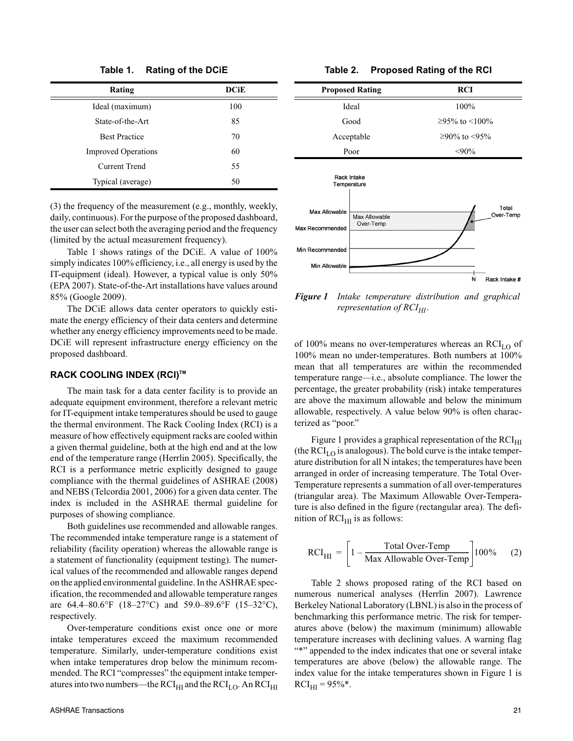**Table 1. Rating of the DCiE**

| Rating | DCiE |
|---|---|
| Ideal (maximum) | 100 |
| State-of-the-Art | 85 |
| Best Practice | 70 |
| Improved Operations | 60 |
| Current Trend | 55 |
| Typical (average) | 50 |

(3) the frequency of the measurement (e.g., monthly, weekly, daily, continuous). For the purpose of the proposed dashboard, the user can select both the averaging period and the frequency (limited by the actual measurement frequency).

Table 1 shows ratings of the DCiE. A value of 100% simply indicates 100% efficiency, i.e., all energy is used by the IT-equipment (ideal). However, a typical value is only 50% (EPA 2007). State-of-the-Art installations have values around 85% (Google 2009).

The DCiE allows data center operators to quickly estimate the energy efficiency of their data centers and determine whether any energy efficiency improvements need to be made. DCiE will represent infrastructure energy efficiency on the proposed dashboard.

## RACK COOLING INDEX (RCI)™

The main task for a data center facility is to provide an adequate equipment environment, therefore a relevant metric for IT-equipment intake temperatures should be used to gauge the thermal environment. The Rack Cooling Index (RCI) is a measure of how effectively equipment racks are cooled within a given thermal guideline, both at the high end and at the low end of the temperature range (Herrlin 2005). Specifically, the RCI is a performance metric explicitly designed to gauge compliance with the thermal guidelines of ASHRAE (2008) and NEBS (Telcordia 2001, 2006) for a given data center. The index is included in the ASHRAE thermal guideline for purposes of showing compliance.

Both guidelines use recommended and allowable ranges. The recommended intake temperature range is a statement of reliability (facility operation) whereas the allowable range is a statement of functionality (equipment testing). The numerical values of the recommended and allowable ranges depend on the applied environmental guideline. In the ASHRAE specification, the recommended and allowable temperature ranges are 64.4–80.6°F (18–27°C) and 59.0–89.6°F (15–32°C), respectively.

Over-temperature conditions exist once one or more intake temperatures exceed the maximum recommended temperature. Similarly, under-temperature conditions exist when intake temperatures drop below the minimum recommended. The RCI "compresses" the equipment intake temperatures into two numbers—the $RCI_{HI}$ and the $RCI_{LO}$. An $RCI_{HI}$ of 100% means no over-temperatures whereas an $RCI_{LO}$ of 100% mean no under-temperatures. Both numbers at 100% mean that all temperatures are within the recommended temperature range—i.e., absolute compliance. The lower the percentage, the greater probability (risk) intake temperatures are above the maximum allowable and below the minimum allowable, respectively. A value below 90% is often characterized as "poor."

**Table 2. Proposed Rating of the RCI**

| Proposed Rating | RCI |
|---|---|
| Ideal | 100% |
| Good | ≥95% to <100% |
| Acceptable | ≥90% to <95% |
| Poor | <90% |

*Figure 1 Intake temperature distribution and graphical representation of $RCI_{HI}$.*

Figure 1 provides a graphical representation of the $RCI_{HI}$ (the $RCI_{LO}$ is analogous). The bold curve is the intake temperature distribution for all N intakes; the temperatures have been arranged in order of increasing temperature. The Total Over-Temperature represents a summation of all over-temperatures (triangular area). The Maximum Allowable Over-Temperature is also defined in the figure (rectangular area). The definition of $RCI_{HI}$ is as follows:

$$RCI_{HI} = \left[1 - \frac{\text{Total Over-Temp}}{\text{Max Allowable Over-Temp}}\right]100\% \quad (2)$$

Table 2 shows proposed rating of the RCI based on numerous numerical analyses (Herrlin 2007). Lawrence Berkeley National Laboratory (LBNL) is also in the process of benchmarking this performance metric. The risk for temperatures above (below) the maximum (minimum) allowable temperature increases with declining values. A warning flag "*" appended to the index indicates that one or several intake temperatures are above (below) the allowable range. The index value for the intake temperatures shown in Figure 1 is $RCI_{HI}$ = 95%*.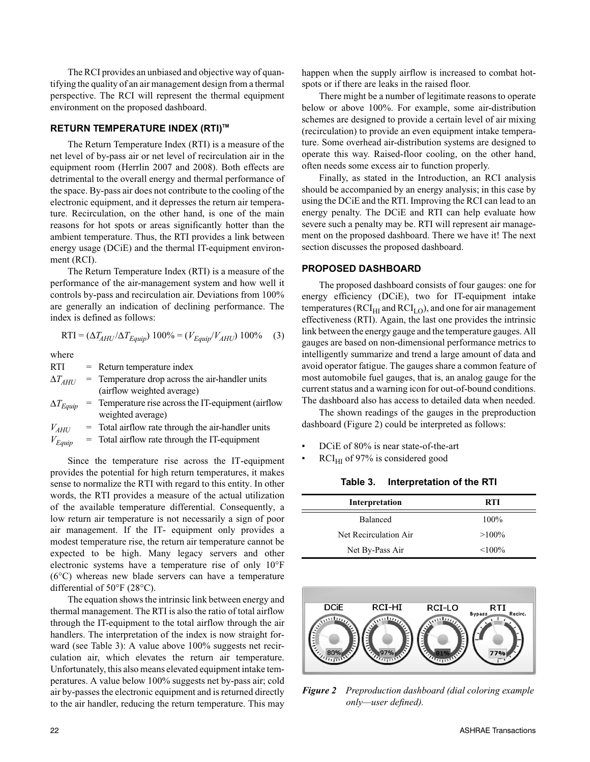The RCI provides an unbiased and objective way of quantifying the quality of an air management design from a thermal perspective. The RCI will represent the thermal equipment environment on the proposed dashboard.

## RETURN TEMPERATURE INDEX (RTI)™

The Return Temperature Index (RTI) is a measure of the net level of by-pass air or net level of recirculation air in the equipment room (Herrlin 2007 and 2008). Both effects are detrimental to the overall energy and thermal performance of the space. By-pass air does not contribute to the cooling of the electronic equipment, and it depresses the return air temperature. Recirculation, on the other hand, is one of the main reasons for hot spots or areas significantly hotter than the ambient temperature. Thus, the RTI provides a link between energy usage (DCiE) and the thermal IT-equipment environment (RCI).

The Return Temperature Index (RTI) is a measure of the performance of the air-management system and how well it controls by-pass and recirculation air. Deviations from 100% are generally an indication of declining performance. The index is defined as follows:

$$RTI = (\Delta T_{AHU}/\Delta T_{Equip})\ 100\% = (V_{Equip}/V_{AHU})\ 100\% \quad (3)$$

where

- RTI = Return temperature index
- $\Delta T_{AHU}$ = Temperature drop across the air-handler units (airflow weighted average)
- $\Delta T_{Equip}$ = Temperature rise across the IT-equipment (airflow weighted average)
- $V_{AHU}$ = Total airflow rate through the air-handler units
- $V_{Equip}$ = Total airflow rate through the IT-equipment

Since the temperature rise across the IT-equipment provides the potential for high return temperatures, it makes sense to normalize the RTI with regard to this entity. In other words, the RTI provides a measure of the actual utilization of the available temperature differential. Consequently, a low return air temperature is not necessarily a sign of poor air management. If the IT- equipment only provides a modest temperature rise, the return air temperature cannot be expected to be high. Many legacy servers and other electronic systems have a temperature rise of only 10°F (6°C) whereas new blade servers can have a temperature differential of 50°F (28°C).

The equation shows the intrinsic link between energy and thermal management. The RTI is also the ratio of total airflow through the IT-equipment to the total airflow through the air handlers. The interpretation of the index is now straight forward (see Table 3): A value above 100% suggests net recirculation air, which elevates the return air temperature. Unfortunately, this also means elevated equipment intake temperatures. A value below 100% suggests net by-pass air; cold air by-passes the electronic equipment and is returned directly to the air handler, reducing the return temperature. This may happen when the supply airflow is increased to combat hotspots or if there are leaks in the raised floor.

There might be a number of legitimate reasons to operate below or above 100%. For example, some air-distribution schemes are designed to provide a certain level of air mixing (recirculation) to provide an even equipment intake temperature. Some overhead air-distribution systems are designed to operate this way. Raised-floor cooling, on the other hand, often needs some excess air to function properly.

Finally, as stated in the Introduction, an RCI analysis should be accompanied by an energy analysis; in this case by using the DCiE and the RTI. Improving the RCI can lead to an energy penalty. The DCiE and RTI can help evaluate how severe such a penalty may be. RTI will represent air management on the proposed dashboard. There we have it! The next section discusses the proposed dashboard.

## PROPOSED DASHBOARD

The proposed dashboard consists of four gauges: one for energy efficiency (DCiE), two for IT-equipment intake temperatures ($RCI_{HI}$ and $RCI_{LO}$), and one for air management effectiveness (RTI). Again, the last one provides the intrinsic link between the energy gauge and the temperature gauges. All gauges are based on non-dimensional performance metrics to intelligently summarize and trend a large amount of data and avoid operator fatigue. The gauges share a common feature of most automobile fuel gauges, that is, an analog gauge for the current status and a warning icon for out-of-bound conditions. The dashboard also has access to detailed data when needed.

The shown readings of the gauges in the preproduction dashboard (Figure 2) could be interpreted as follows:

- DCiE of 80% is near state-of-the-art
- $RCI_{HI}$ of 97% is considered good

**Table 3. Interpretation of the RTI**

| Interpretation | RTI |
|---|---|
| Balanced | 100% |
| Net Recirculation Air | >100% |
| Net By-Pass Air | <100% |

*Figure 2 Preproduction dashboard (dial coloring example only—user defined).*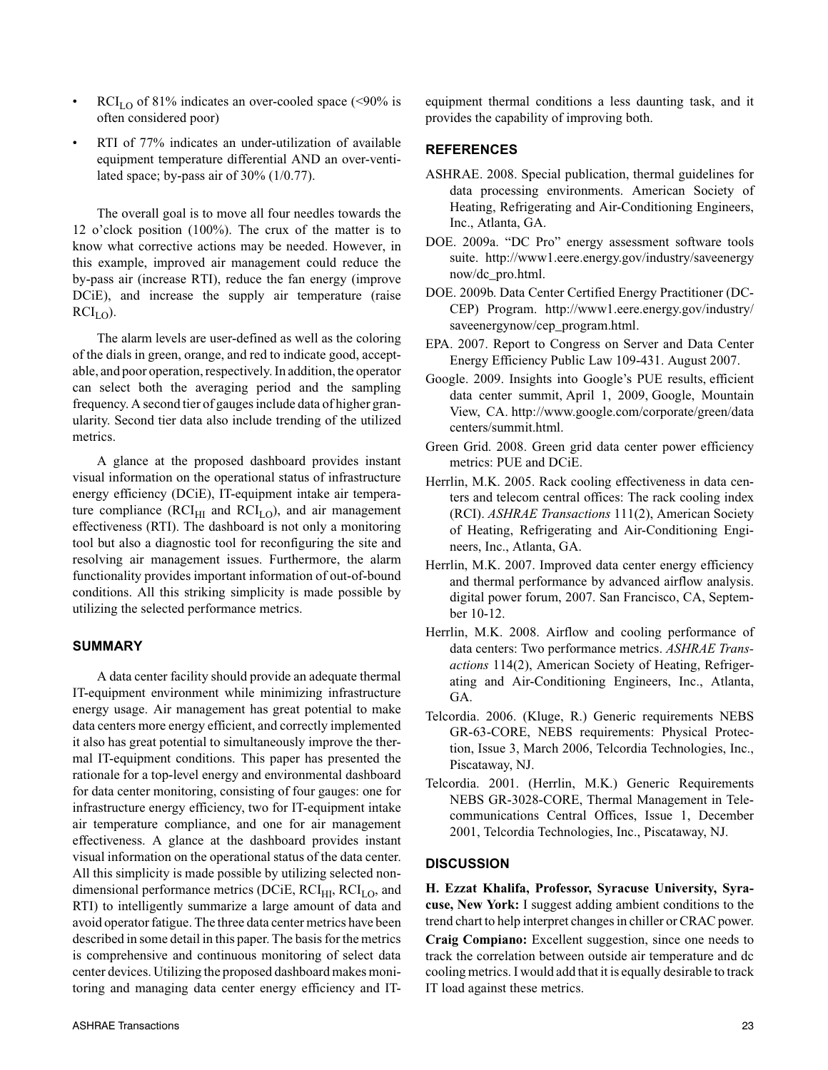- $RCI_{LO}$ of 81% indicates an over-cooled space (<90% is often considered poor)
- RTI of 77% indicates an under-utilization of available equipment temperature differential AND an over-ventilated space; by-pass air of 30% (1/0.77).

The overall goal is to move all four needles towards the 12 o'clock position (100%). The crux of the matter is to know what corrective actions may be needed. However, in this example, improved air management could reduce the by-pass air (increase RTI), reduce the fan energy (improve DCiE), and increase the supply air temperature (raise $RCI_{LO}$).

The alarm levels are user-defined as well as the coloring of the dials in green, orange, and red to indicate good, acceptable, and poor operation, respectively. In addition, the operator can select both the averaging period and the sampling frequency. A second tier of gauges include data of higher granularity. Second tier data also include trending of the utilized metrics.

A glance at the proposed dashboard provides instant visual information on the operational status of infrastructure energy efficiency (DCiE), IT-equipment intake air temperature compliance ($RCI_{HI}$ and $RCI_{LO}$), and air management effectiveness (RTI). The dashboard is not only a monitoring tool but also a diagnostic tool for reconfiguring the site and resolving air management issues. Furthermore, the alarm functionality provides important information of out-of-bound conditions. All this striking simplicity is made possible by utilizing the selected performance metrics.

## SUMMARY

A data center facility should provide an adequate thermal IT-equipment environment while minimizing infrastructure energy usage. Air management has great potential to make data centers more energy efficient, and correctly implemented it also has great potential to simultaneously improve the thermal IT-equipment conditions. This paper has presented the rationale for a top-level energy and environmental dashboard for data center monitoring, consisting of four gauges: one for infrastructure energy efficiency, two for IT-equipment intake air temperature compliance, and one for air management effectiveness. A glance at the dashboard provides instant visual information on the operational status of the data center. All this simplicity is made possible by utilizing selected non-dimensional performance metrics (DCiE, $RCI_{HI}$, $RCI_{LO}$, and RTI) to intelligently summarize a large amount of data and avoid operator fatigue. The three data center metrics have been described in some detail in this paper. The basis for the metrics is comprehensive and continuous monitoring of select data center devices. Utilizing the proposed dashboard makes monitoring and managing data center energy efficiency and IT-equipment thermal conditions a less daunting task, and it provides the capability of improving both.

## REFERENCES

ASHRAE. 2008. Special publication, thermal guidelines for data processing environments. American Society of Heating, Refrigerating and Air-Conditioning Engineers, Inc., Atlanta, GA.

DOE. 2009a. "DC Pro" energy assessment software tools suite. http://www1.eere.energy.gov/industry/saveenergynow/dc_pro.html.

DOE. 2009b. Data Center Certified Energy Practitioner (DC-CEP) Program. http://www1.eere.energy.gov/industry/saveenergynow/cep_program.html.

EPA. 2007. Report to Congress on Server and Data Center Energy Efficiency Public Law 109-431. August 2007.

Google. 2009. Insights into Google's PUE results, efficient data center summit, April 1, 2009, Google, Mountain View, CA. http://www.google.com/corporate/green/datacenters/summit.html.

Green Grid. 2008. Green grid data center power efficiency metrics: PUE and DCiE.

Herrlin, M.K. 2005. Rack cooling effectiveness in data centers and telecom central offices: The rack cooling index (RCI). *ASHRAE Transactions* 111(2), American Society of Heating, Refrigerating and Air-Conditioning Engineers, Inc., Atlanta, GA.

Herrlin, M.K. 2007. Improved data center energy efficiency and thermal performance by advanced airflow analysis. digital power forum, 2007. San Francisco, CA, September 10-12.

Herrlin, M.K. 2008. Airflow and cooling performance of data centers: Two performance metrics. *ASHRAE Transactions* 114(2), American Society of Heating, Refrigerating and Air-Conditioning Engineers, Inc., Atlanta, GA.

Telcordia. 2006. (Kluge, R.) Generic requirements NEBS GR-63-CORE, NEBS requirements: Physical Protection, Issue 3, March 2006, Telcordia Technologies, Inc., Piscataway, NJ.

Telcordia. 2001. (Herrlin, M.K.) Generic Requirements NEBS GR-3028-CORE, Thermal Management in Telecommunications Central Offices, Issue 1, December 2001, Telcordia Technologies, Inc., Piscataway, NJ.

## DISCUSSION

**H. Ezzat Khalifa, Professor, Syracuse University, Syracuse, New York:** I suggest adding ambient conditions to the trend chart to help interpret changes in chiller or CRAC power.

**Craig Compiano:** Excellent suggestion, since one needs to track the correlation between outside air temperature and dc cooling metrics. I would add that it is equally desirable to track IT load against these metrics.